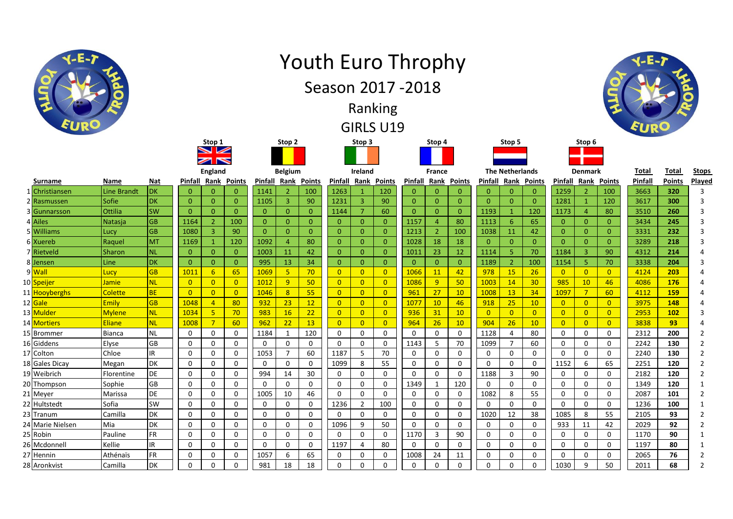# Youth Euro Throphy

## Season 2017 -2018

## Ranking

## GIRLS U19

| | Surname | Name | Nat | Stop 1 England | | | Stop 2 Belgium | | | Stop 3 Ireland | | | Stop 4 France | | | Stop 5 The Netherlands | | | Stop 6 Denmark | | | Total | Total | Stops |
|---|---|---|---|---|---|---|---|---|---|---|---|---|---|---|---|---|---|---|---|---|---|---|---|---|
| | | | | Pinfall | Rank | Points | Pinfall | Rank | Points | Pinfall | Rank | Points | Pinfall | Rank | Points | Pinfall | Rank | Points | Pinfall | Rank | Points | Pinfall | Points | Played |
| 1 | Christiansen | Line Brandt | DK | 0 | 0 | 0 | 1141 | 2 | 100 | 1263 | 1 | 120 | 0 | 0 | 0 | 0 | 0 | 0 | 1259 | 2 | 100 | 3663 | **320** | 3 |
| 2 | Rasmussen | Sofie | DK | 0 | 0 | 0 | 1105 | 3 | 90 | 1231 | 3 | 90 | 0 | 0 | 0 | 0 | 0 | 0 | 1281 | 1 | 120 | 3617 | **300** | 3 |
| 3 | Gunnarsson | Ottilia | SW | 0 | 0 | 0 | 0 | 0 | 0 | 1144 | 7 | 60 | 0 | 0 | 0 | 1193 | 1 | 120 | 1173 | 4 | 80 | 3510 | **260** | 3 |
| 4 | Ailes | Natasja | GB | 1164 | 2 | 100 | 0 | 0 | 0 | 0 | 0 | 0 | 1157 | 4 | 80 | 1113 | 6 | 65 | 0 | 0 | 0 | 3434 | **245** | 3 |
| 5 | Williams | Lucy | GB | 1080 | 3 | 90 | 0 | 0 | 0 | 0 | 0 | 0 | 1213 | 2 | 100 | 1038 | 11 | 42 | 0 | 0 | 0 | 3331 | **232** | 3 |
| 6 | Xuereb | Raquel | MT | 1169 | 1 | 120 | 1092 | 4 | 80 | 0 | 0 | 0 | 1028 | 18 | 18 | 0 | 0 | 0 | 0 | 0 | 0 | 3289 | **218** | 3 |
| 7 | Rietveld | Sharon | NL | 0 | 0 | 0 | 1003 | 11 | 42 | 0 | 0 | 0 | 1011 | 23 | 12 | 1114 | 5 | 70 | 1184 | 3 | 90 | 4312 | **214** | 4 |
| 8 | Jensen | Line | DK | 0 | 0 | 0 | 995 | 13 | 34 | 0 | 0 | 0 | 0 | 0 | 0 | 1189 | 2 | 100 | 1154 | 5 | 70 | 3338 | **204** | 3 |
| 9 | Wall | Lucy | GB | 1011 | 6 | 65 | 1069 | 5 | 70 | 0 | 0 | 0 | 1066 | 11 | 42 | 978 | 15 | 26 | 0 | 0 | 0 | 4124 | **203** | 4 |
| 10 | Speijer | Jamie | NL | 0 | 0 | 0 | 1012 | 9 | 50 | 0 | 0 | 0 | 1086 | 9 | 50 | 1003 | 14 | 30 | 985 | 10 | 46 | 4086 | **176** | 4 |
| 11 | Hooyberghs | Colette | BE | 0 | 0 | 0 | 1046 | 8 | 55 | 0 | 0 | 0 | 961 | 27 | 10 | 1008 | 13 | 34 | 1097 | 7 | 60 | 4112 | **159** | 4 |
| 12 | Gale | Emily | GB | 1048 | 4 | 80 | 932 | 23 | 12 | 0 | 0 | 0 | 1077 | 10 | 46 | 918 | 25 | 10 | 0 | 0 | 0 | 3975 | **148** | 4 |
| 13 | Mulder | Mylene | NL | 1034 | 5 | 70 | 983 | 16 | 22 | 0 | 0 | 0 | 936 | 31 | 10 | 0 | 0 | 0 | 0 | 0 | 0 | 2953 | **102** | 3 |
| 14 | Mortiers | Eliane | NL | 1008 | 7 | 60 | 962 | 22 | 13 | 0 | 0 | 0 | 964 | 26 | 10 | 904 | 26 | 10 | 0 | 0 | 0 | 3838 | **93** | 4 |
| 15 | Brommer | Bianca | NL | 0 | 0 | 0 | 1184 | 1 | 120 | 0 | 0 | 0 | 0 | 0 | 0 | 1128 | 4 | 80 | 0 | 0 | 0 | 2312 | **200** | 2 |
| 16 | Giddens | Elyse | GB | 0 | 0 | 0 | 0 | 0 | 0 | 0 | 0 | 0 | 1143 | 5 | 70 | 1099 | 7 | 60 | 0 | 0 | 0 | 2242 | **130** | 2 |
| 17 | Colton | Chloe | IR | 0 | 0 | 0 | 1053 | 7 | 60 | 1187 | 5 | 70 | 0 | 0 | 0 | 0 | 0 | 0 | 0 | 0 | 0 | 2240 | **130** | 2 |
| 18 | Gales Dicay | Megan | DK | 0 | 0 | 0 | 0 | 0 | 0 | 1099 | 8 | 55 | 0 | 0 | 0 | 0 | 0 | 0 | 1152 | 6 | 65 | 2251 | **120** | 2 |
| 19 | Weibrich | Florentine | DE | 0 | 0 | 0 | 994 | 14 | 30 | 0 | 0 | 0 | 0 | 0 | 0 | 1188 | 3 | 90 | 0 | 0 | 0 | 2182 | **120** | 2 |
| 20 | Thompson | Sophie | GB | 0 | 0 | 0 | 0 | 0 | 0 | 0 | 0 | 0 | 1349 | 1 | 120 | 0 | 0 | 0 | 0 | 0 | 0 | 1349 | **120** | 1 |
| 21 | Meyer | Marissa | DE | 0 | 0 | 0 | 1005 | 10 | 46 | 0 | 0 | 0 | 0 | 0 | 0 | 1082 | 8 | 55 | 0 | 0 | 0 | 2087 | **101** | 2 |
| 22 | Hultstedt | Sofia | SW | 0 | 0 | 0 | 0 | 0 | 0 | 1236 | 2 | 100 | 0 | 0 | 0 | 0 | 0 | 0 | 0 | 0 | 0 | 1236 | **100** | 1 |
| 23 | Tranum | Camilla | DK | 0 | 0 | 0 | 0 | 0 | 0 | 0 | 0 | 0 | 0 | 0 | 0 | 1020 | 12 | 38 | 1085 | 8 | 55 | 2105 | **93** | 2 |
| 24 | Marie Nielsen | Mia | DK | 0 | 0 | 0 | 0 | 0 | 0 | 1096 | 9 | 50 | 0 | 0 | 0 | 0 | 0 | 0 | 933 | 11 | 42 | 2029 | **92** | 2 |
| 25 | Robin | Pauline | FR | 0 | 0 | 0 | 0 | 0 | 0 | 0 | 0 | 0 | 1170 | 3 | 90 | 0 | 0 | 0 | 0 | 0 | 0 | 1170 | **90** | 1 |
| 26 | Mcdonnell | Kellie | IR | 0 | 0 | 0 | 0 | 0 | 0 | 1197 | 4 | 80 | 0 | 0 | 0 | 0 | 0 | 0 | 0 | 0 | 0 | 1197 | **80** | 1 |
| 27 | Hennin | Athénaïs | FR | 0 | 0 | 0 | 1057 | 6 | 65 | 0 | 0 | 0 | 1008 | 24 | 11 | 0 | 0 | 0 | 0 | 0 | 0 | 2065 | **76** | 2 |
| 28 | Aronkvist | Camilla | DK | 0 | 0 | 0 | 981 | 18 | 18 | 0 | 0 | 0 | 0 | 0 | 0 | 0 | 0 | 0 | 1030 | 9 | 50 | 2011 | **68** | 2 |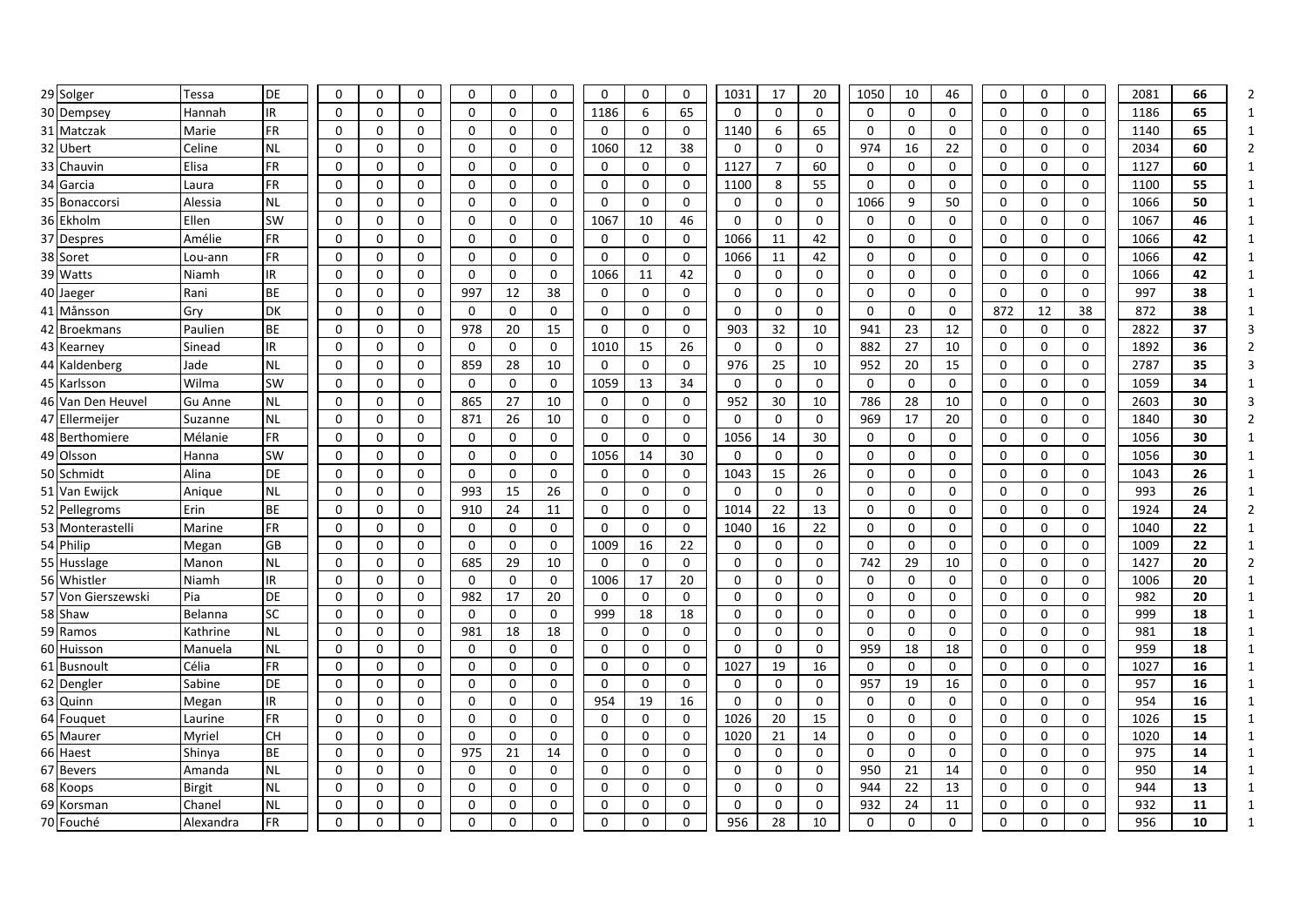| | | | | | | | | | | | | | | | | | | | | | | | | | |
|---|---|---|---|---|---|---|---|---|---|---|---|---|---|---|---|---|---|---|---|---|---|---|---|---|---|
| 29 | Solger | Tessa | DE | 0 | 0 | 0 | 0 | 0 | 0 | 0 | 0 | 0 | 1031 | 17 | 20 | 1050 | 10 | 46 | 0 | 0 | 0 | 2081 | **66** | 2 |
| 30 | Dempsey | Hannah | IR | 0 | 0 | 0 | 0 | 0 | 0 | 1186 | 6 | 65 | 0 | 0 | 0 | 0 | 0 | 0 | 0 | 0 | 0 | 1186 | **65** | 1 |
| 31 | Matczak | Marie | FR | 0 | 0 | 0 | 0 | 0 | 0 | 0 | 0 | 0 | 1140 | 6 | 65 | 0 | 0 | 0 | 0 | 0 | 0 | 1140 | **65** | 1 |
| 32 | Ubert | Celine | NL | 0 | 0 | 0 | 0 | 0 | 0 | 1060 | 12 | 38 | 0 | 0 | 0 | 974 | 16 | 22 | 0 | 0 | 0 | 2034 | **60** | 2 |
| 33 | Chauvin | Elisa | FR | 0 | 0 | 0 | 0 | 0 | 0 | 0 | 0 | 0 | 1127 | 7 | 60 | 0 | 0 | 0 | 0 | 0 | 0 | 1127 | **60** | 1 |
| 34 | Garcia | Laura | FR | 0 | 0 | 0 | 0 | 0 | 0 | 0 | 0 | 0 | 1100 | 8 | 55 | 0 | 0 | 0 | 0 | 0 | 0 | 1100 | **55** | 1 |
| 35 | Bonaccorsi | Alessia | NL | 0 | 0 | 0 | 0 | 0 | 0 | 0 | 0 | 0 | 0 | 0 | 0 | 1066 | 9 | 50 | 0 | 0 | 0 | 1066 | **50** | 1 |
| 36 | Ekholm | Ellen | SW | 0 | 0 | 0 | 0 | 0 | 0 | 1067 | 10 | 46 | 0 | 0 | 0 | 0 | 0 | 0 | 0 | 0 | 0 | 1067 | **46** | 1 |
| 37 | Despres | Amélie | FR | 0 | 0 | 0 | 0 | 0 | 0 | 0 | 0 | 0 | 1066 | 11 | 42 | 0 | 0 | 0 | 0 | 0 | 0 | 1066 | **42** | 1 |
| 38 | Soret | Lou-ann | FR | 0 | 0 | 0 | 0 | 0 | 0 | 0 | 0 | 0 | 1066 | 11 | 42 | 0 | 0 | 0 | 0 | 0 | 0 | 1066 | **42** | 1 |
| 39 | Watts | Niamh | IR | 0 | 0 | 0 | 0 | 0 | 0 | 1066 | 11 | 42 | 0 | 0 | 0 | 0 | 0 | 0 | 0 | 0 | 0 | 1066 | **42** | 1 |
| 40 | Jaeger | Rani | BE | 0 | 0 | 0 | 997 | 12 | 38 | 0 | 0 | 0 | 0 | 0 | 0 | 0 | 0 | 0 | 0 | 0 | 0 | 997 | **38** | 1 |
| 41 | Månsson | Gry | DK | 0 | 0 | 0 | 0 | 0 | 0 | 0 | 0 | 0 | 0 | 0 | 0 | 0 | 0 | 0 | 872 | 12 | 38 | 872 | **38** | 1 |
| 42 | Broekmans | Paulien | BE | 0 | 0 | 0 | 978 | 20 | 15 | 0 | 0 | 0 | 903 | 32 | 10 | 941 | 23 | 12 | 0 | 0 | 0 | 2822 | **37** | 3 |
| 43 | Kearney | Sinead | IR | 0 | 0 | 0 | 0 | 0 | 0 | 1010 | 15 | 26 | 0 | 0 | 0 | 882 | 27 | 10 | 0 | 0 | 0 | 1892 | **36** | 2 |
| 44 | Kaldenberg | Jade | NL | 0 | 0 | 0 | 859 | 28 | 10 | 0 | 0 | 0 | 976 | 25 | 10 | 952 | 20 | 15 | 0 | 0 | 0 | 2787 | **35** | 3 |
| 45 | Karlsson | Wilma | SW | 0 | 0 | 0 | 0 | 0 | 0 | 1059 | 13 | 34 | 0 | 0 | 0 | 0 | 0 | 0 | 0 | 0 | 0 | 1059 | **34** | 1 |
| 46 | Van Den Heuvel | Gu Anne | NL | 0 | 0 | 0 | 865 | 27 | 10 | 0 | 0 | 0 | 952 | 30 | 10 | 786 | 28 | 10 | 0 | 0 | 0 | 2603 | **30** | 3 |
| 47 | Ellermeijer | Suzanne | NL | 0 | 0 | 0 | 871 | 26 | 10 | 0 | 0 | 0 | 0 | 0 | 0 | 969 | 17 | 20 | 0 | 0 | 0 | 1840 | **30** | 2 |
| 48 | Berthomiere | Mélanie | FR | 0 | 0 | 0 | 0 | 0 | 0 | 0 | 0 | 0 | 1056 | 14 | 30 | 0 | 0 | 0 | 0 | 0 | 0 | 1056 | **30** | 1 |
| 49 | Olsson | Hanna | SW | 0 | 0 | 0 | 0 | 0 | 0 | 1056 | 14 | 30 | 0 | 0 | 0 | 0 | 0 | 0 | 0 | 0 | 0 | 1056 | **30** | 1 |
| 50 | Schmidt | Alina | DE | 0 | 0 | 0 | 0 | 0 | 0 | 0 | 0 | 0 | 1043 | 15 | 26 | 0 | 0 | 0 | 0 | 0 | 0 | 1043 | **26** | 1 |
| 51 | Van Ewijck | Anique | NL | 0 | 0 | 0 | 993 | 15 | 26 | 0 | 0 | 0 | 0 | 0 | 0 | 0 | 0 | 0 | 0 | 0 | 0 | 993 | **26** | 1 |
| 52 | Pellegroms | Erin | BE | 0 | 0 | 0 | 910 | 24 | 11 | 0 | 0 | 0 | 1014 | 22 | 13 | 0 | 0 | 0 | 0 | 0 | 0 | 1924 | **24** | 2 |
| 53 | Monterastelli | Marine | FR | 0 | 0 | 0 | 0 | 0 | 0 | 0 | 0 | 0 | 1040 | 16 | 22 | 0 | 0 | 0 | 0 | 0 | 0 | 1040 | **22** | 1 |
| 54 | Philip | Megan | GB | 0 | 0 | 0 | 0 | 0 | 0 | 1009 | 16 | 22 | 0 | 0 | 0 | 0 | 0 | 0 | 0 | 0 | 0 | 1009 | **22** | 1 |
| 55 | Husslage | Manon | NL | 0 | 0 | 0 | 685 | 29 | 10 | 0 | 0 | 0 | 0 | 0 | 0 | 742 | 29 | 10 | 0 | 0 | 0 | 1427 | **20** | 2 |
| 56 | Whistler | Niamh | IR | 0 | 0 | 0 | 0 | 0 | 0 | 1006 | 17 | 20 | 0 | 0 | 0 | 0 | 0 | 0 | 0 | 0 | 0 | 1006 | **20** | 1 |
| 57 | Von Gierszewski | Pia | DE | 0 | 0 | 0 | 982 | 17 | 20 | 0 | 0 | 0 | 0 | 0 | 0 | 0 | 0 | 0 | 0 | 0 | 0 | 982 | **20** | 1 |
| 58 | Shaw | Belanna | SC | 0 | 0 | 0 | 0 | 0 | 0 | 999 | 18 | 18 | 0 | 0 | 0 | 0 | 0 | 0 | 0 | 0 | 0 | 999 | **18** | 1 |
| 59 | Ramos | Kathrine | NL | 0 | 0 | 0 | 981 | 18 | 18 | 0 | 0 | 0 | 0 | 0 | 0 | 0 | 0 | 0 | 0 | 0 | 0 | 981 | **18** | 1 |
| 60 | Huisson | Manuela | NL | 0 | 0 | 0 | 0 | 0 | 0 | 0 | 0 | 0 | 0 | 0 | 0 | 959 | 18 | 18 | 0 | 0 | 0 | 959 | **18** | 1 |
| 61 | Busnoult | Célia | FR | 0 | 0 | 0 | 0 | 0 | 0 | 0 | 0 | 0 | 1027 | 19 | 16 | 0 | 0 | 0 | 0 | 0 | 0 | 1027 | **16** | 1 |
| 62 | Dengler | Sabine | DE | 0 | 0 | 0 | 0 | 0 | 0 | 0 | 0 | 0 | 0 | 0 | 0 | 957 | 19 | 16 | 0 | 0 | 0 | 957 | **16** | 1 |
| 63 | Quinn | Megan | IR | 0 | 0 | 0 | 0 | 0 | 0 | 954 | 19 | 16 | 0 | 0 | 0 | 0 | 0 | 0 | 0 | 0 | 0 | 954 | **16** | 1 |
| 64 | Fouquet | Laurine | FR | 0 | 0 | 0 | 0 | 0 | 0 | 0 | 0 | 0 | 1026 | 20 | 15 | 0 | 0 | 0 | 0 | 0 | 0 | 1026 | **15** | 1 |
| 65 | Maurer | Myriel | CH | 0 | 0 | 0 | 0 | 0 | 0 | 0 | 0 | 0 | 1020 | 21 | 14 | 0 | 0 | 0 | 0 | 0 | 0 | 1020 | **14** | 1 |
| 66 | Haest | Shinya | BE | 0 | 0 | 0 | 975 | 21 | 14 | 0 | 0 | 0 | 0 | 0 | 0 | 0 | 0 | 0 | 0 | 0 | 0 | 975 | **14** | 1 |
| 67 | Bevers | Amanda | NL | 0 | 0 | 0 | 0 | 0 | 0 | 0 | 0 | 0 | 0 | 0 | 0 | 950 | 21 | 14 | 0 | 0 | 0 | 950 | **14** | 1 |
| 68 | Koops | Birgit | NL | 0 | 0 | 0 | 0 | 0 | 0 | 0 | 0 | 0 | 0 | 0 | 0 | 944 | 22 | 13 | 0 | 0 | 0 | 944 | **13** | 1 |
| 69 | Korsman | Chanel | NL | 0 | 0 | 0 | 0 | 0 | 0 | 0 | 0 | 0 | 0 | 0 | 0 | 932 | 24 | 11 | 0 | 0 | 0 | 932 | **11** | 1 |
| 70 | Fouché | Alexandra | FR | 0 | 0 | 0 | 0 | 0 | 0 | 0 | 0 | 0 | 956 | 28 | 10 | 0 | 0 | 0 | 0 | 0 | 0 | 956 | **10** | 1 |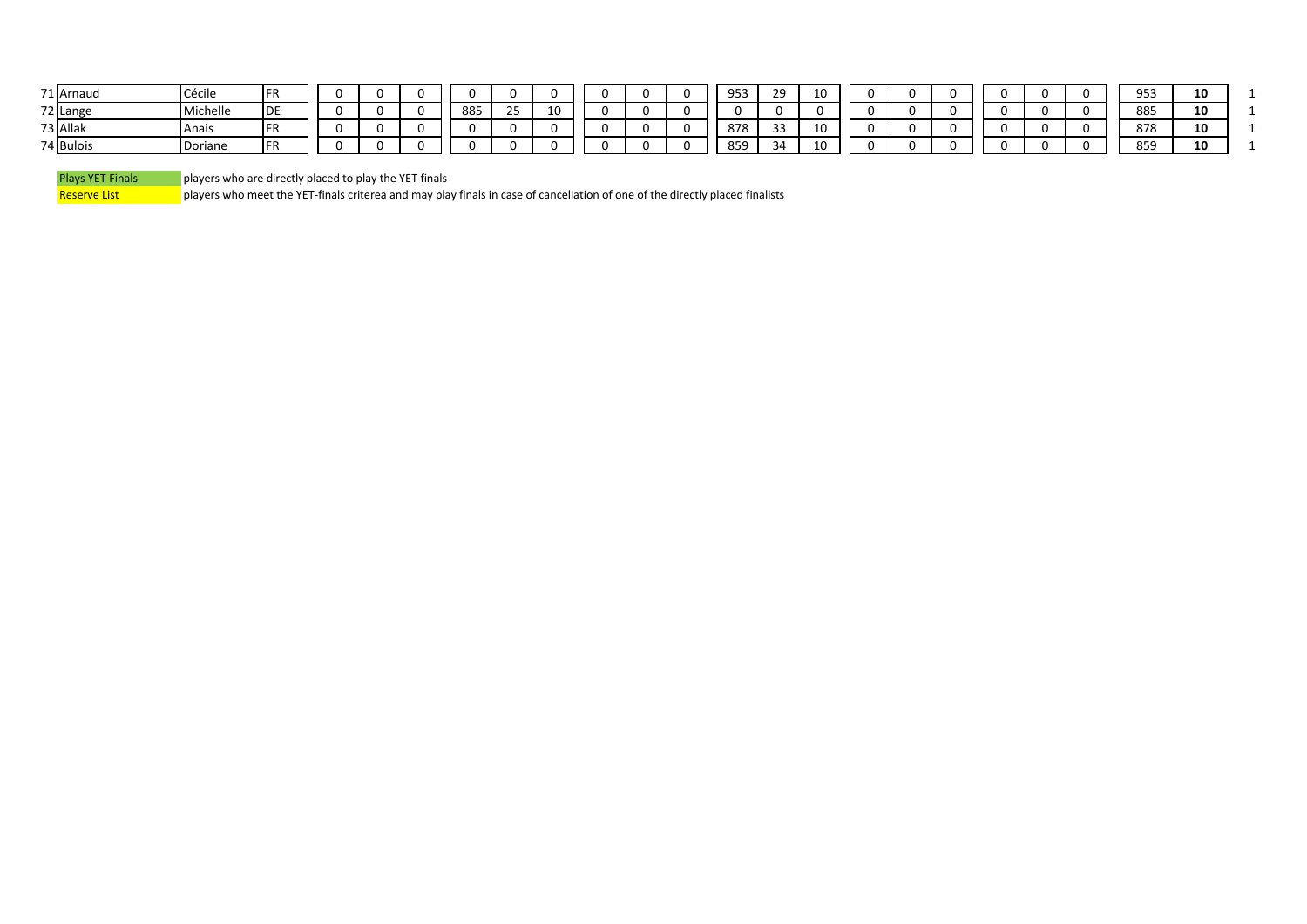| | | | | | | | | | | | | | | | | | | | | | | | | | | |
|---|---|---|---|---|---|---|---|---|---|---|---|---|---|---|---|---|---|---|---|---|---|---|---|---|---|---|
| 71 | Arnaud | Cécile | FR | 0 | 0 | 0 | 0 | 0 | 0 | 0 | 0 | 0 | 953 | 29 | 10 | 0 | 0 | 0 | 0 | 0 | 0 | 953 | **10** | 1 |
| 72 | Lange | Michelle | DE | 0 | 0 | 0 | 885 | 25 | 10 | 0 | 0 | 0 | 0 | 0 | 0 | 0 | 0 | 0 | 0 | 0 | 0 | 885 | **10** | 1 |
| 73 | Allak | Anais | FR | 0 | 0 | 0 | 0 | 0 | 0 | 0 | 0 | 0 | 878 | 33 | 10 | 0 | 0 | 0 | 0 | 0 | 0 | 878 | **10** | 1 |
| 74 | Bulois | Doriane | FR | 0 | 0 | 0 | 0 | 0 | 0 | 0 | 0 | 0 | 859 | 34 | 10 | 0 | 0 | 0 | 0 | 0 | 0 | 859 | **10** | 1 |

Plays YET Finals — players who are directly placed to play the YET finals

Reserve List — players who meet the YET-finals criterea and may play finals in case of cancellation of one of the directly placed finalists